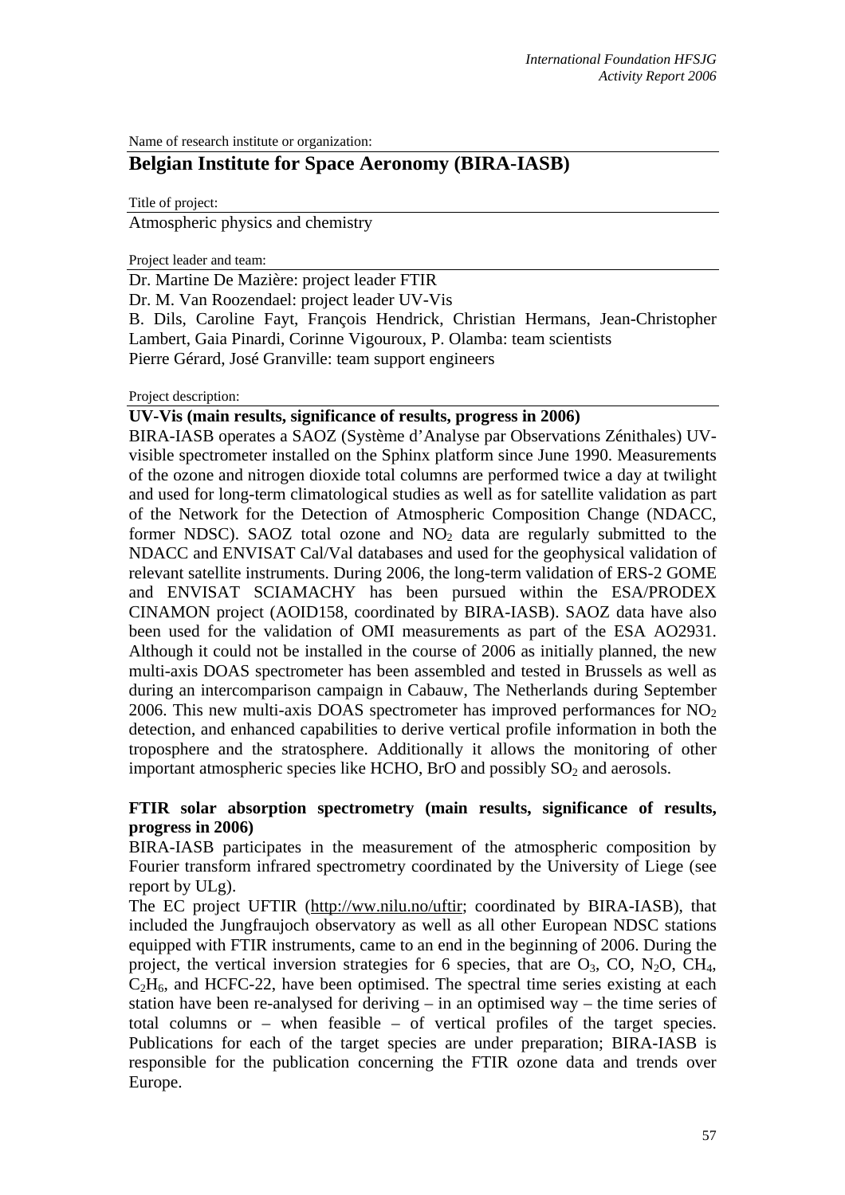*International Foundation HFSJG*
*Activity Report 2006*

Name of research institute or organization:

## Belgian Institute for Space Aeronomy (BIRA-IASB)

Title of project:

Atmospheric physics and chemistry

Project leader and team:

Dr. Martine De Mazière: project leader FTIR
Dr. M. Van Roozendael: project leader UV-Vis
B. Dils, Caroline Fayt, François Hendrick, Christian Hermans, Jean-Christopher Lambert, Gaia Pinardi, Corinne Vigouroux, P. Olamba: team scientists
Pierre Gérard, José Granville: team support engineers

Project description:

**UV-Vis (main results, significance of results, progress in 2006)**

BIRA-IASB operates a SAOZ (Système d'Analyse par Observations Zénithales) UV-visible spectrometer installed on the Sphinx platform since June 1990. Measurements of the ozone and nitrogen dioxide total columns are performed twice a day at twilight and used for long-term climatological studies as well as for satellite validation as part of the Network for the Detection of Atmospheric Composition Change (NDACC, former NDSC). SAOZ total ozone and $NO_2$ data are regularly submitted to the NDACC and ENVISAT Cal/Val databases and used for the geophysical validation of relevant satellite instruments. During 2006, the long-term validation of ERS-2 GOME and ENVISAT SCIAMACHY has been pursued within the ESA/PRODEX CINAMON project (AOID158, coordinated by BIRA-IASB). SAOZ data have also been used for the validation of OMI measurements as part of the ESA AO2931. Although it could not be installed in the course of 2006 as initially planned, the new multi-axis DOAS spectrometer has been assembled and tested in Brussels as well as during an intercomparison campaign in Cabauw, The Netherlands during September 2006. This new multi-axis DOAS spectrometer has improved performances for $NO_2$ detection, and enhanced capabilities to derive vertical profile information in both the troposphere and the stratosphere. Additionally it allows the monitoring of other important atmospheric species like HCHO, BrO and possibly $SO_2$ and aerosols.

**FTIR solar absorption spectrometry (main results, significance of results, progress in 2006)**

BIRA-IASB participates in the measurement of the atmospheric composition by Fourier transform infrared spectrometry coordinated by the University of Liege (see report by ULg).

The EC project UFTIR (http://ww.nilu.no/uftir; coordinated by BIRA-IASB), that included the Jungfraujoch observatory as well as all other European NDSC stations equipped with FTIR instruments, came to an end in the beginning of 2006. During the project, the vertical inversion strategies for 6 species, that are $O_3$, CO, $N_2O$, $CH_4$, $C_2H_6$, and HCFC-22, have been optimised. The spectral time series existing at each station have been re-analysed for deriving – in an optimised way – the time series of total columns or – when feasible – of vertical profiles of the target species. Publications for each of the target species are under preparation; BIRA-IASB is responsible for the publication concerning the FTIR ozone data and trends over Europe.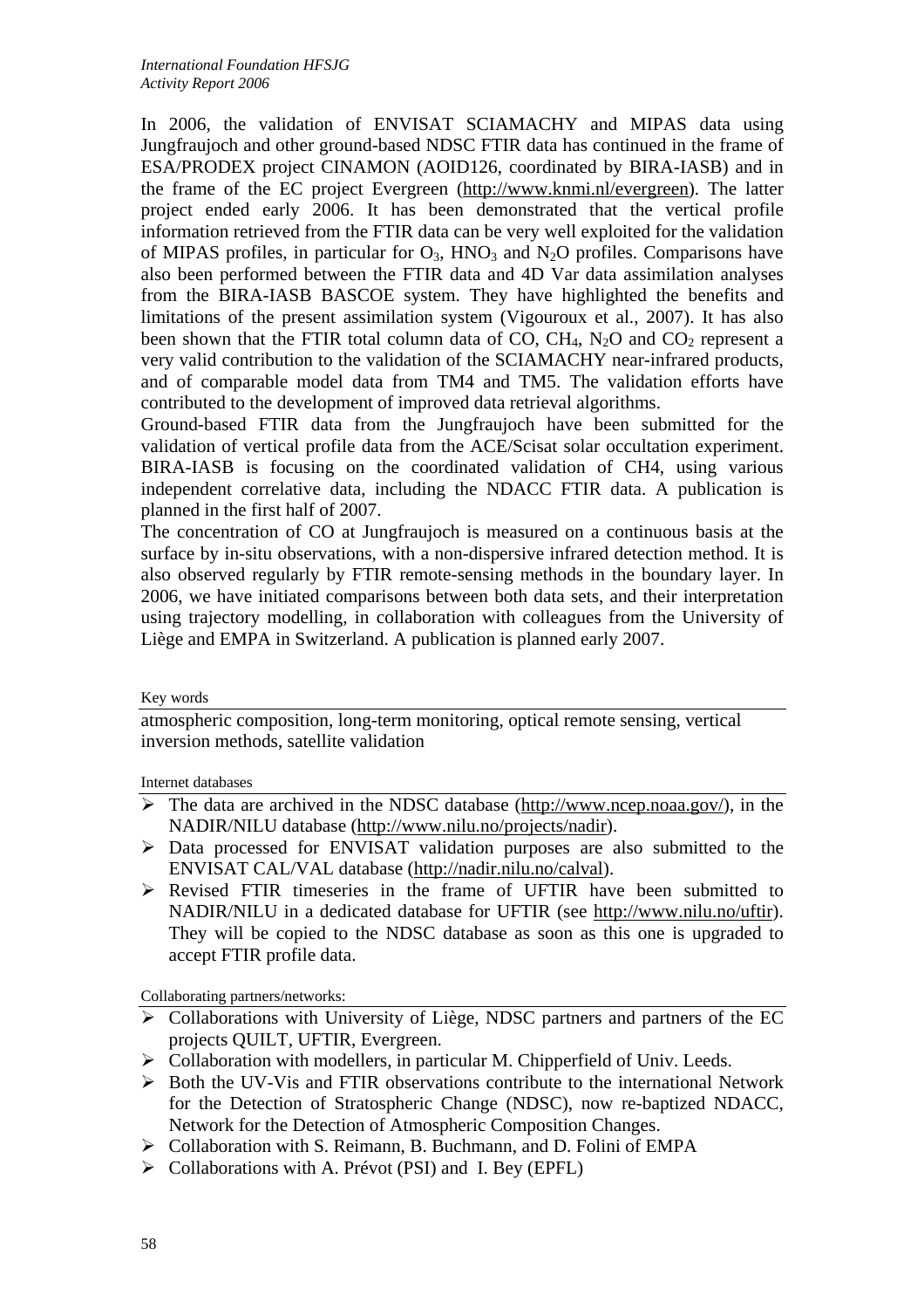In 2006, the validation of ENVISAT SCIAMACHY and MIPAS data using Jungfraujoch and other ground-based NDSC FTIR data has continued in the frame of ESA/PRODEX project CINAMON (AOID126, coordinated by BIRA-IASB) and in the frame of the EC project Evergreen (http://www.knmi.nl/evergreen). The latter project ended early 2006. It has been demonstrated that the vertical profile information retrieved from the FTIR data can be very well exploited for the validation of MIPAS profiles, in particular for $O_3$, $HNO_3$ and $N_2O$ profiles. Comparisons have also been performed between the FTIR data and 4D Var data assimilation analyses from the BIRA-IASB BASCOE system. They have highlighted the benefits and limitations of the present assimilation system (Vigouroux et al., 2007). It has also been shown that the FTIR total column data of CO, $CH_4$, $N_2O$ and $CO_2$ represent a very valid contribution to the validation of the SCIAMACHY near-infrared products, and of comparable model data from TM4 and TM5. The validation efforts have contributed to the development of improved data retrieval algorithms.

Ground-based FTIR data from the Jungfraujoch have been submitted for the validation of vertical profile data from the ACE/Scisat solar occultation experiment. BIRA-IASB is focusing on the coordinated validation of CH4, using various independent correlative data, including the NDACC FTIR data. A publication is planned in the first half of 2007.

The concentration of CO at Jungfraujoch is measured on a continuous basis at the surface by in-situ observations, with a non-dispersive infrared detection method. It is also observed regularly by FTIR remote-sensing methods in the boundary layer. In 2006, we have initiated comparisons between both data sets, and their interpretation using trajectory modelling, in collaboration with colleagues from the University of Liège and EMPA in Switzerland. A publication is planned early 2007.

Key words

atmospheric composition, long-term monitoring, optical remote sensing, vertical inversion methods, satellite validation

Internet databases

- The data are archived in the NDSC database (http://www.ncep.noaa.gov/), in the NADIR/NILU database (http://www.nilu.no/projects/nadir).
- Data processed for ENVISAT validation purposes are also submitted to the ENVISAT CAL/VAL database (http://nadir.nilu.no/calval).
- Revised FTIR timeseries in the frame of UFTIR have been submitted to NADIR/NILU in a dedicated database for UFTIR (see http://www.nilu.no/uftir). They will be copied to the NDSC database as soon as this one is upgraded to accept FTIR profile data.

Collaborating partners/networks:

- Collaborations with University of Liège, NDSC partners and partners of the EC projects QUILT, UFTIR, Evergreen.
- Collaboration with modellers, in particular M. Chipperfield of Univ. Leeds.
- Both the UV-Vis and FTIR observations contribute to the international Network for the Detection of Stratospheric Change (NDSC), now re-baptized NDACC, Network for the Detection of Atmospheric Composition Changes.
- Collaboration with S. Reimann, B. Buchmann, and D. Folini of EMPA
- Collaborations with A. Prévot (PSI) and I. Bey (EPFL)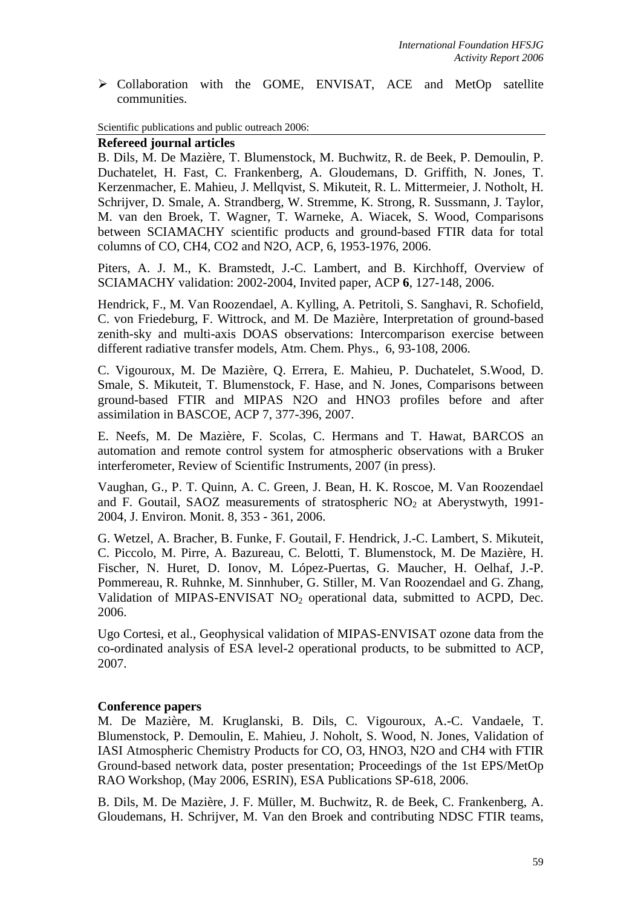- Collaboration with the GOME, ENVISAT, ACE and MetOp satellite communities.

Scientific publications and public outreach 2006:

**Refereed journal articles**

B. Dils, M. De Mazière, T. Blumenstock, M. Buchwitz, R. de Beek, P. Demoulin, P. Duchatelet, H. Fast, C. Frankenberg, A. Gloudemans, D. Griffith, N. Jones, T. Kerzenmacher, E. Mahieu, J. Mellqvist, S. Mikuteit, R. L. Mittermeier, J. Notholt, H. Schrijver, D. Smale, A. Strandberg, W. Stremme, K. Strong, R. Sussmann, J. Taylor, M. van den Broek, T. Wagner, T. Warneke, A. Wiacek, S. Wood, Comparisons between SCIAMACHY scientific products and ground-based FTIR data for total columns of CO, CH4, CO2 and N2O, ACP, 6, 1953-1976, 2006.

Piters, A. J. M., K. Bramstedt, J.-C. Lambert, and B. Kirchhoff, Overview of SCIAMACHY validation: 2002-2004, Invited paper, ACP **6**, 127-148, 2006.

Hendrick, F., M. Van Roozendael, A. Kylling, A. Petritoli, S. Sanghavi, R. Schofield, C. von Friedeburg, F. Wittrock, and M. De Mazière, Interpretation of ground-based zenith-sky and multi-axis DOAS observations: Intercomparison exercise between different radiative transfer models, Atm. Chem. Phys., 6, 93-108, 2006.

C. Vigouroux, M. De Mazière, Q. Errera, E. Mahieu, P. Duchatelet, S.Wood, D. Smale, S. Mikuteit, T. Blumenstock, F. Hase, and N. Jones, Comparisons between ground-based FTIR and MIPAS N2O and HNO3 profiles before and after assimilation in BASCOE, ACP 7, 377-396, 2007.

E. Neefs, M. De Mazière, F. Scolas, C. Hermans and T. Hawat, BARCOS an automation and remote control system for atmospheric observations with a Bruker interferometer, Review of Scientific Instruments, 2007 (in press).

Vaughan, G., P. T. Quinn, A. C. Green, J. Bean, H. K. Roscoe, M. Van Roozendael and F. Goutail, SAOZ measurements of stratospheric $NO_2$ at Aberystwyth, 1991-2004, J. Environ. Monit. 8, 353 - 361, 2006.

G. Wetzel, A. Bracher, B. Funke, F. Goutail, F. Hendrick, J.-C. Lambert, S. Mikuteit, C. Piccolo, M. Pirre, A. Bazureau, C. Belotti, T. Blumenstock, M. De Mazière, H. Fischer, N. Huret, D. Ionov, M. López-Puertas, G. Maucher, H. Oelhaf, J.-P. Pommereau, R. Ruhnke, M. Sinnhuber, G. Stiller, M. Van Roozendael and G. Zhang, Validation of MIPAS-ENVISAT $NO_2$ operational data, submitted to ACPD, Dec. 2006.

Ugo Cortesi, et al., Geophysical validation of MIPAS-ENVISAT ozone data from the co-ordinated analysis of ESA level-2 operational products, to be submitted to ACP, 2007.

**Conference papers**

M. De Mazière, M. Kruglanski, B. Dils, C. Vigouroux, A.-C. Vandaele, T. Blumenstock, P. Demoulin, E. Mahieu, J. Noholt, S. Wood, N. Jones, Validation of IASI Atmospheric Chemistry Products for CO, O3, HNO3, N2O and CH4 with FTIR Ground-based network data, poster presentation; Proceedings of the 1st EPS/MetOp RAO Workshop, (May 2006, ESRIN), ESA Publications SP-618, 2006.

B. Dils, M. De Mazière, J. F. Müller, M. Buchwitz, R. de Beek, C. Frankenberg, A. Gloudemans, H. Schrijver, M. Van den Broek and contributing NDSC FTIR teams,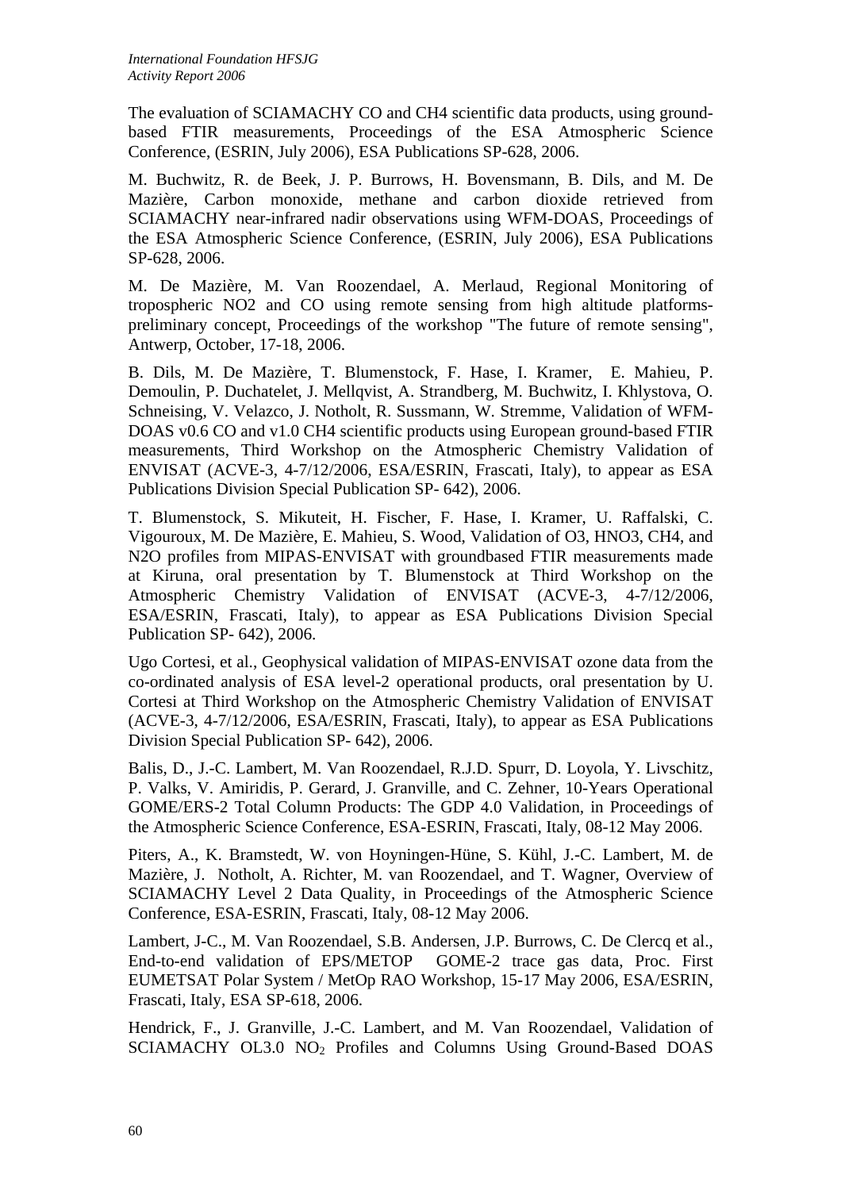The evaluation of SCIAMACHY CO and CH4 scientific data products, using ground-based FTIR measurements, Proceedings of the ESA Atmospheric Science Conference, (ESRIN, July 2006), ESA Publications SP-628, 2006.

M. Buchwitz, R. de Beek, J. P. Burrows, H. Bovensmann, B. Dils, and M. De Mazière, Carbon monoxide, methane and carbon dioxide retrieved from SCIAMACHY near-infrared nadir observations using WFM-DOAS, Proceedings of the ESA Atmospheric Science Conference, (ESRIN, July 2006), ESA Publications SP-628, 2006.

M. De Mazière, M. Van Roozendael, A. Merlaud, Regional Monitoring of tropospheric NO2 and CO using remote sensing from high altitude platforms-preliminary concept, Proceedings of the workshop "The future of remote sensing", Antwerp, October, 17-18, 2006.

B. Dils, M. De Mazière, T. Blumenstock, F. Hase, I. Kramer, E. Mahieu, P. Demoulin, P. Duchatelet, J. Mellqvist, A. Strandberg, M. Buchwitz, I. Khlystova, O. Schneising, V. Velazco, J. Notholt, R. Sussmann, W. Stremme, Validation of WFM-DOAS v0.6 CO and v1.0 CH4 scientific products using European ground-based FTIR measurements, Third Workshop on the Atmospheric Chemistry Validation of ENVISAT (ACVE-3, 4-7/12/2006, ESA/ESRIN, Frascati, Italy), to appear as ESA Publications Division Special Publication SP- 642), 2006.

T. Blumenstock, S. Mikuteit, H. Fischer, F. Hase, I. Kramer, U. Raffalski, C. Vigouroux, M. De Mazière, E. Mahieu, S. Wood, Validation of O3, HNO3, CH4, and N2O profiles from MIPAS-ENVISAT with groundbased FTIR measurements made at Kiruna, oral presentation by T. Blumenstock at Third Workshop on the Atmospheric Chemistry Validation of ENVISAT (ACVE-3, 4-7/12/2006, ESA/ESRIN, Frascati, Italy), to appear as ESA Publications Division Special Publication SP- 642), 2006.

Ugo Cortesi, et al., Geophysical validation of MIPAS-ENVISAT ozone data from the co-ordinated analysis of ESA level-2 operational products, oral presentation by U. Cortesi at Third Workshop on the Atmospheric Chemistry Validation of ENVISAT (ACVE-3, 4-7/12/2006, ESA/ESRIN, Frascati, Italy), to appear as ESA Publications Division Special Publication SP- 642), 2006.

Balis, D., J.-C. Lambert, M. Van Roozendael, R.J.D. Spurr, D. Loyola, Y. Livschitz, P. Valks, V. Amiridis, P. Gerard, J. Granville, and C. Zehner, 10-Years Operational GOME/ERS-2 Total Column Products: The GDP 4.0 Validation, in Proceedings of the Atmospheric Science Conference, ESA-ESRIN, Frascati, Italy, 08-12 May 2006.

Piters, A., K. Bramstedt, W. von Hoyningen-Hüne, S. Kühl, J.-C. Lambert, M. de Mazière, J. Notholt, A. Richter, M. van Roozendael, and T. Wagner, Overview of SCIAMACHY Level 2 Data Quality, in Proceedings of the Atmospheric Science Conference, ESA-ESRIN, Frascati, Italy, 08-12 May 2006.

Lambert, J-C., M. Van Roozendael, S.B. Andersen, J.P. Burrows, C. De Clercq et al., End-to-end validation of EPS/METOP GOME-2 trace gas data, Proc. First EUMETSAT Polar System / MetOp RAO Workshop, 15-17 May 2006, ESA/ESRIN, Frascati, Italy, ESA SP-618, 2006.

Hendrick, F., J. Granville, J.-C. Lambert, and M. Van Roozendael, Validation of SCIAMACHY OL3.0 $NO_2$ Profiles and Columns Using Ground-Based DOAS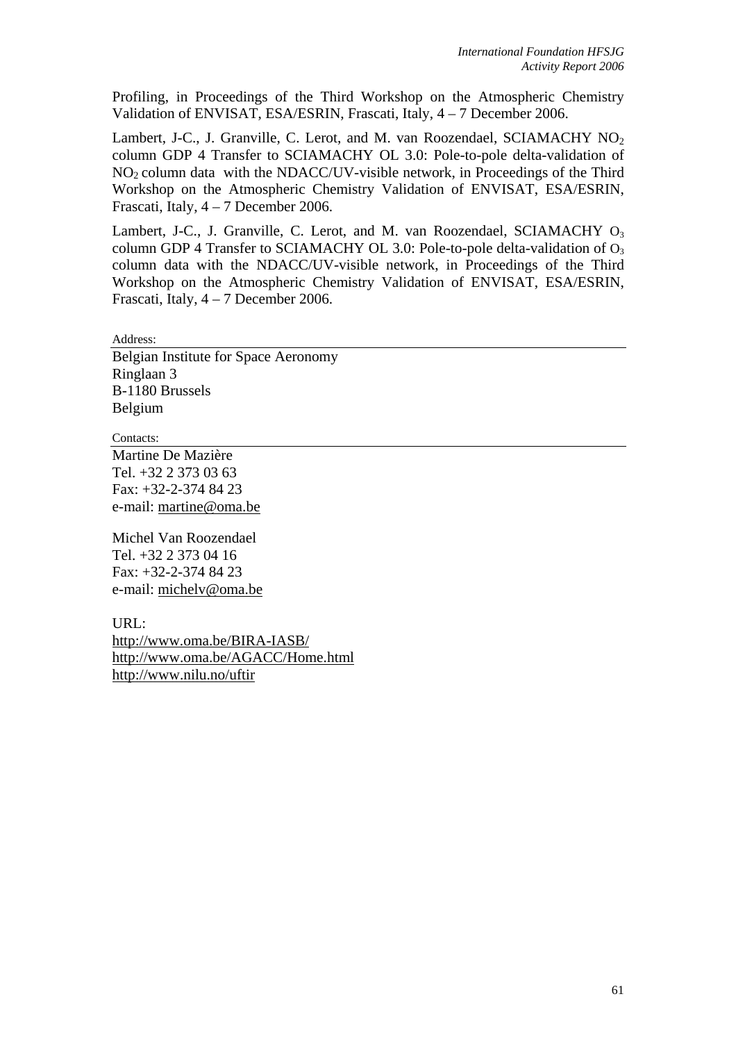Profiling, in Proceedings of the Third Workshop on the Atmospheric Chemistry Validation of ENVISAT, ESA/ESRIN, Frascati, Italy, 4 – 7 December 2006.

Lambert, J-C., J. Granville, C. Lerot, and M. van Roozendael, SCIAMACHY $NO_2$ column GDP 4 Transfer to SCIAMACHY OL 3.0: Pole-to-pole delta-validation of $NO_2$ column data with the NDACC/UV-visible network, in Proceedings of the Third Workshop on the Atmospheric Chemistry Validation of ENVISAT, ESA/ESRIN, Frascati, Italy, 4 – 7 December 2006.

Lambert, J-C., J. Granville, C. Lerot, and M. van Roozendael, SCIAMACHY $O_3$ column GDP 4 Transfer to SCIAMACHY OL 3.0: Pole-to-pole delta-validation of $O_3$ column data with the NDACC/UV-visible network, in Proceedings of the Third Workshop on the Atmospheric Chemistry Validation of ENVISAT, ESA/ESRIN, Frascati, Italy, 4 – 7 December 2006.

Address:

Belgian Institute for Space Aeronomy
Ringlaan 3
B-1180 Brussels
Belgium

Contacts:

Martine De Mazière
Tel. +32 2 373 03 63
Fax: +32-2-374 84 23
e-mail: martine@oma.be

Michel Van Roozendael
Tel. +32 2 373 04 16
Fax: +32-2-374 84 23
e-mail: michelv@oma.be

URL:
http://www.oma.be/BIRA-IASB/
http://www.oma.be/AGACC/Home.html
http://www.nilu.no/uftir